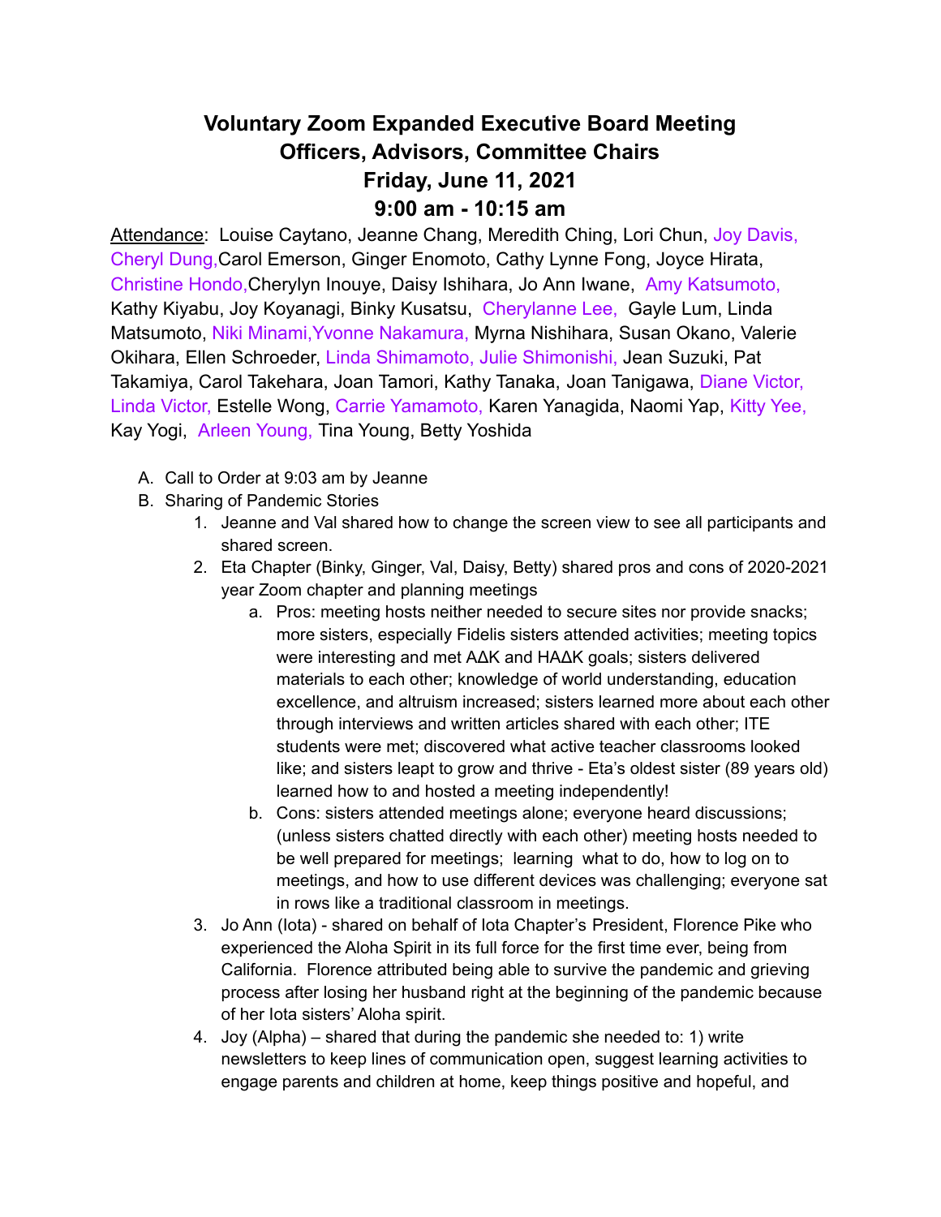# Voluntary Zoom Expanded Executive Board Meeting
## Officers, Advisors, Committee Chairs
## Friday, June 11, 2021
## 9:00 am - 10:15 am

Attendance: Louise Caytano, Jeanne Chang, Meredith Ching, Lori Chun, Joy Davis, Cheryl Dung, Carol Emerson, Ginger Enomoto, Cathy Lynne Fong, Joyce Hirata, Christine Hondo, Cherylyn Inouye, Daisy Ishihara, Jo Ann Iwane, Amy Katsumoto, Kathy Kiyabu, Joy Koyanagi, Binky Kusatsu, Cherylanne Lee, Gayle Lum, Linda Matsumoto, Niki Minami, Yvonne Nakamura, Myrna Nishihara, Susan Okano, Valerie Okihara, Ellen Schroeder, Linda Shimamoto, Julie Shimonishi, Jean Suzuki, Pat Takamiya, Carol Takehara, Joan Tamori, Kathy Tanaka, Joan Tanigawa, Diane Victor, Linda Victor, Estelle Wong, Carrie Yamamoto, Karen Yanagida, Naomi Yap, Kitty Yee, Kay Yogi, Arleen Young, Tina Young, Betty Yoshida

A. Call to Order at 9:03 am by Jeanne
B. Sharing of Pandemic Stories
   1. Jeanne and Val shared how to change the screen view to see all participants and shared screen.
   2. Eta Chapter (Binky, Ginger, Val, Daisy, Betty) shared pros and cons of 2020-2021 year Zoom chapter and planning meetings
      a. Pros: meeting hosts neither needed to secure sites nor provide snacks; more sisters, especially Fidelis sisters attended activities; meeting topics were interesting and met AΔK and HAΔK goals; sisters delivered materials to each other; knowledge of world understanding, education excellence, and altruism increased; sisters learned more about each other through interviews and written articles shared with each other; ITE students were met; discovered what active teacher classrooms looked like; and sisters leapt to grow and thrive - Eta's oldest sister (89 years old) learned how to and hosted a meeting independently!
      b. Cons: sisters attended meetings alone; everyone heard discussions; (unless sisters chatted directly with each other) meeting hosts needed to be well prepared for meetings; learning what to do, how to log on to meetings, and how to use different devices was challenging; everyone sat in rows like a traditional classroom in meetings.
   3. Jo Ann (Iota) - shared on behalf of Iota Chapter's President, Florence Pike who experienced the Aloha Spirit in its full force for the first time ever, being from California. Florence attributed being able to survive the pandemic and grieving process after losing her husband right at the beginning of the pandemic because of her Iota sisters' Aloha spirit.
   4. Joy (Alpha) – shared that during the pandemic she needed to: 1) write newsletters to keep lines of communication open, suggest learning activities to engage parents and children at home, keep things positive and hopeful, and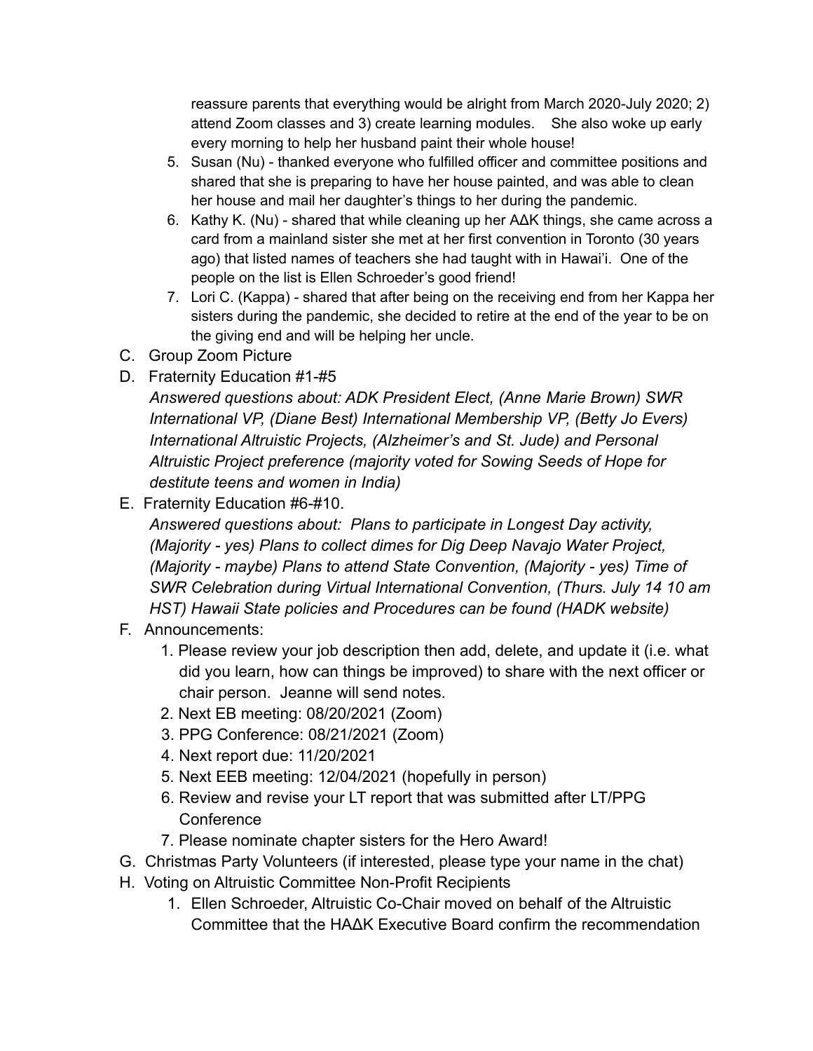reassure parents that everything would be alright from March 2020-July 2020; 2) attend Zoom classes and 3) create learning modules. She also woke up early every morning to help her husband paint their whole house!

5. Susan (Nu) - thanked everyone who fulfilled officer and committee positions and shared that she is preparing to have her house painted, and was able to clean her house and mail her daughter's things to her during the pandemic.
6. Kathy K. (Nu) - shared that while cleaning up her AΔK things, she came across a card from a mainland sister she met at her first convention in Toronto (30 years ago) that listed names of teachers she had taught with in Hawai'i. One of the people on the list is Ellen Schroeder's good friend!
7. Lori C. (Kappa) - shared that after being on the receiving end from her Kappa her sisters during the pandemic, she decided to retire at the end of the year to be on the giving end and will be helping her uncle.

C. Group Zoom Picture

D. Fraternity Education #1-#5
*Answered questions about: ADK President Elect, (Anne Marie Brown) SWR International VP, (Diane Best) International Membership VP, (Betty Jo Evers) International Altruistic Projects, (Alzheimer's and St. Jude) and Personal Altruistic Project preference (majority voted for Sowing Seeds of Hope for destitute teens and women in India)*

E. Fraternity Education #6-#10.
*Answered questions about: Plans to participate in Longest Day activity, (Majority - yes) Plans to collect dimes for Dig Deep Navajo Water Project, (Majority - maybe) Plans to attend State Convention, (Majority - yes) Time of SWR Celebration during Virtual International Convention, (Thurs. July 14 10 am HST) Hawaii State policies and Procedures can be found (HADK website)*

F. Announcements:
1. Please review your job description then add, delete, and update it (i.e. what did you learn, how can things be improved) to share with the next officer or chair person. Jeanne will send notes.
2. Next EB meeting: 08/20/2021 (Zoom)
3. PPG Conference: 08/21/2021 (Zoom)
4. Next report due: 11/20/2021
5. Next EEB meeting: 12/04/2021 (hopefully in person)
6. Review and revise your LT report that was submitted after LT/PPG Conference
7. Please nominate chapter sisters for the Hero Award!

G. Christmas Party Volunteers (if interested, please type your name in the chat)

H. Voting on Altruistic Committee Non-Profit Recipients
1. Ellen Schroeder, Altruistic Co-Chair moved on behalf of the Altruistic Committee that the HAΔK Executive Board confirm the recommendation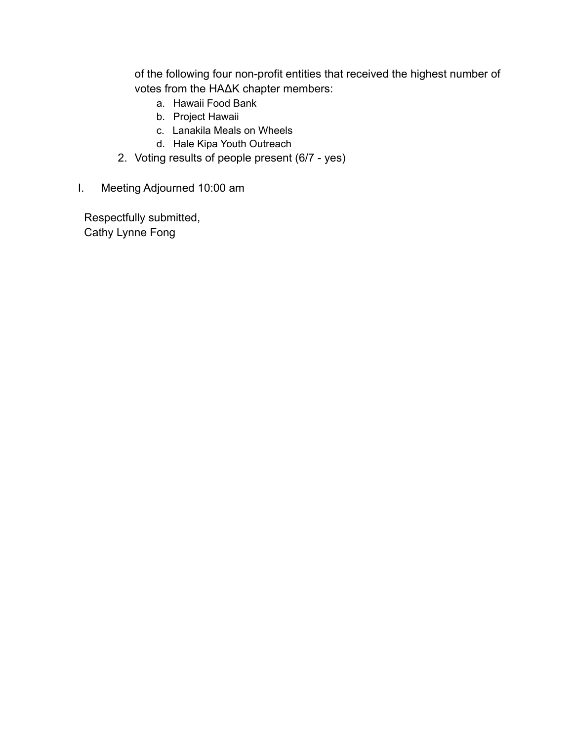of the following four non-profit entities that received the highest number of votes from the HAΔK chapter members:

   a. Hawaii Food Bank
   b. Project Hawaii
   c. Lanakila Meals on Wheels
   d. Hale Kipa Youth Outreach

2. Voting results of people present (6/7 - yes)

I. Meeting Adjourned 10:00 am

Respectfully submitted,
Cathy Lynne Fong